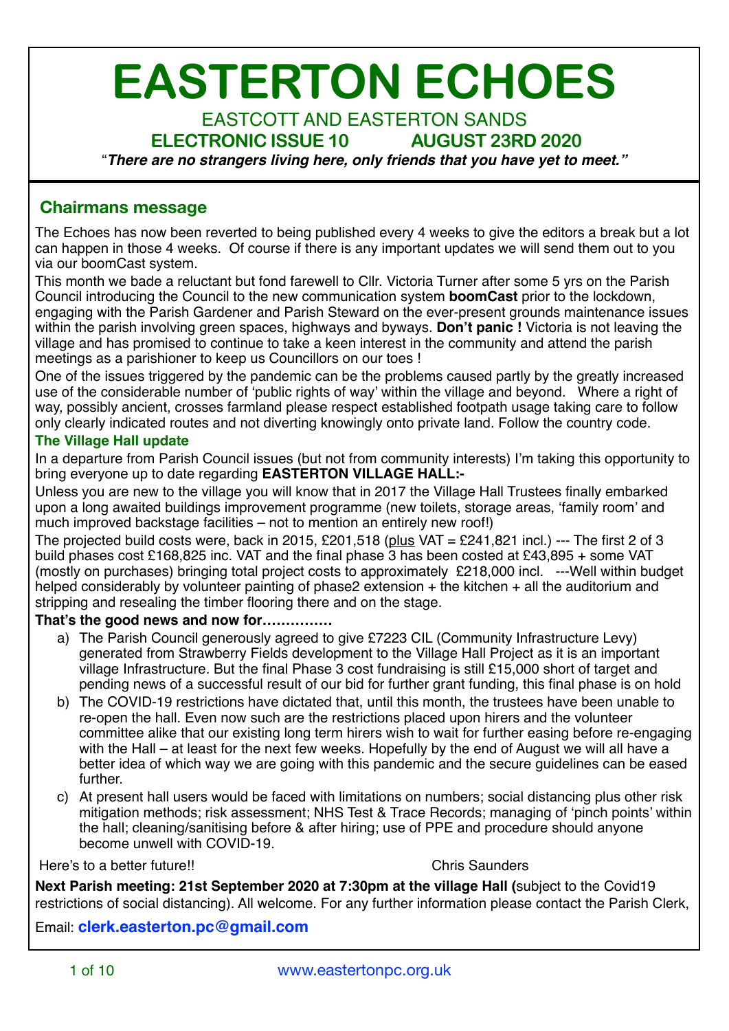# EASTERTON ECHOES

EASTCOTT AND EASTERTON SANDS

**ELECTRONIC ISSUE 10 AUGUST 23RD 2020**

"***There are no strangers living here, only friends that you have yet to meet."***

## Chairmans message

The Echoes has now been reverted to being published every 4 weeks to give the editors a break but a lot can happen in those 4 weeks. Of course if there is any important updates we will send them out to you via our boomCast system.

This month we bade a reluctant but fond farewell to Cllr. Victoria Turner after some 5 yrs on the Parish Council introducing the Council to the new communication system **boomCast** prior to the lockdown, engaging with the Parish Gardener and Parish Steward on the ever-present grounds maintenance issues within the parish involving green spaces, highways and byways. **Don't panic !** Victoria is not leaving the village and has promised to continue to take a keen interest in the community and attend the parish meetings as a parishioner to keep us Councillors on our toes !

One of the issues triggered by the pandemic can be the problems caused partly by the greatly increased use of the considerable number of 'public rights of way' within the village and beyond. Where a right of way, possibly ancient, crosses farmland please respect established footpath usage taking care to follow only clearly indicated routes and not diverting knowingly onto private land. Follow the country code.

### The Village Hall update

In a departure from Parish Council issues (but not from community interests) I'm taking this opportunity to bring everyone up to date regarding **EASTERTON VILLAGE HALL:-**

Unless you are new to the village you will know that in 2017 the Village Hall Trustees finally embarked upon a long awaited buildings improvement programme (new toilets, storage areas, 'family room' and much improved backstage facilities – not to mention an entirely new roof!)

The projected build costs were, back in 2015, £201,518 (plus VAT = £241,821 incl.) --- The first 2 of 3 build phases cost £168,825 inc. VAT and the final phase 3 has been costed at £43,895 + some VAT (mostly on purchases) bringing total project costs to approximately £218,000 incl. ---Well within budget helped considerably by volunteer painting of phase2 extension + the kitchen + all the auditorium and stripping and resealing the timber flooring there and on the stage.

**That's the good news and now for……………**

a) The Parish Council generously agreed to give £7223 CIL (Community Infrastructure Levy) generated from Strawberry Fields development to the Village Hall Project as it is an important village Infrastructure. But the final Phase 3 cost fundraising is still £15,000 short of target and pending news of a successful result of our bid for further grant funding, this final phase is on hold

b) The COVID-19 restrictions have dictated that, until this month, the trustees have been unable to re-open the hall. Even now such are the restrictions placed upon hirers and the volunteer committee alike that our existing long term hirers wish to wait for further easing before re-engaging with the Hall – at least for the next few weeks. Hopefully by the end of August we will all have a better idea of which way we are going with this pandemic and the secure guidelines can be eased further.

c) At present hall users would be faced with limitations on numbers; social distancing plus other risk mitigation methods; risk assessment; NHS Test & Trace Records; managing of 'pinch points' within the hall; cleaning/sanitising before & after hiring; use of PPE and procedure should anyone become unwell with COVID-19.

Here's to a better future!! Chris Saunders

**Next Parish meeting: 21st September 2020 at 7:30pm at the village Hall (**subject to the Covid19 restrictions of social distancing). All welcome. For any further information please contact the Parish Clerk,

Email: **clerk.easterton.pc@gmail.com**

www.eastertonpc.org.uk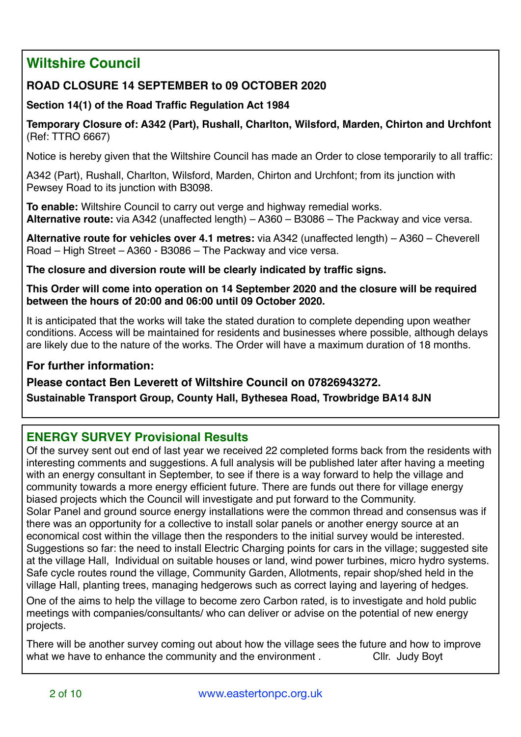## Wiltshire Council

**ROAD CLOSURE 14 SEPTEMBER to 09 OCTOBER 2020**

**Section 14(1) of the Road Traffic Regulation Act 1984**

**Temporary Closure of: A342 (Part), Rushall, Charlton, Wilsford, Marden, Chirton and Urchfont** (Ref: TTRO 6667)

Notice is hereby given that the Wiltshire Council has made an Order to close temporarily to all traffic:

A342 (Part), Rushall, Charlton, Wilsford, Marden, Chirton and Urchfont; from its junction with Pewsey Road to its junction with B3098.

**To enable:** Wiltshire Council to carry out verge and highway remedial works.
**Alternative route:** via A342 (unaffected length) – A360 – B3086 – The Packway and vice versa.

**Alternative route for vehicles over 4.1 metres:** via A342 (unaffected length) – A360 – Cheverell Road – High Street – A360 - B3086 – The Packway and vice versa.

**The closure and diversion route will be clearly indicated by traffic signs.**

**This Order will come into operation on 14 September 2020 and the closure will be required between the hours of 20:00 and 06:00 until 09 October 2020.**

It is anticipated that the works will take the stated duration to complete depending upon weather conditions. Access will be maintained for residents and businesses where possible, although delays are likely due to the nature of the works. The Order will have a maximum duration of 18 months.

**For further information:**

**Please contact Ben Leverett of Wiltshire Council on 07826943272.**

**Sustainable Transport Group, County Hall, Bythesea Road, Trowbridge BA14 8JN**

## ENERGY SURVEY Provisional Results

Of the survey sent out end of last year we received 22 completed forms back from the residents with interesting comments and suggestions. A full analysis will be published later after having a meeting with an energy consultant in September, to see if there is a way forward to help the village and community towards a more energy efficient future. There are funds out there for village energy biased projects which the Council will investigate and put forward to the Community.
Solar Panel and ground source energy installations were the common thread and consensus was if there was an opportunity for a collective to install solar panels or another energy source at an economical cost within the village then the responders to the initial survey would be interested.
Suggestions so far: the need to install Electric Charging points for cars in the village; suggested site at the village Hall, Individual on suitable houses or land, wind power turbines, micro hydro systems. Safe cycle routes round the village, Community Garden, Allotments, repair shop/shed held in the village Hall, planting trees, managing hedgerows such as correct laying and layering of hedges.

One of the aims to help the village to become zero Carbon rated, is to investigate and hold public meetings with companies/consultants/ who can deliver or advise on the potential of new energy projects.

There will be another survey coming out about how the village sees the future and how to improve what we have to enhance the community and the environment . Cllr. Judy Boyt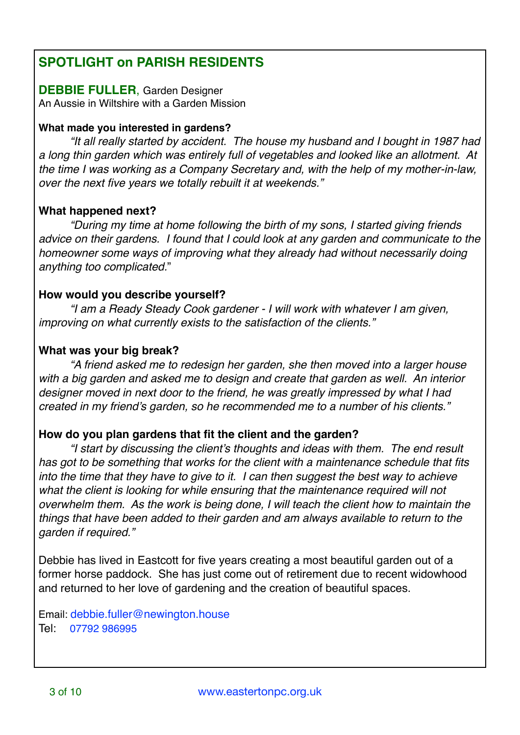## SPOTLIGHT on PARISH RESIDENTS

**DEBBIE FULLER**, Garden Designer
An Aussie in Wiltshire with a Garden Mission

**What made you interested in gardens?**

*"It all really started by accident. The house my husband and I bought in 1987 had a long thin garden which was entirely full of vegetables and looked like an allotment. At the time I was working as a Company Secretary and, with the help of my mother-in-law, over the next five years we totally rebuilt it at weekends."*

**What happened next?**

*"During my time at home following the birth of my sons, I started giving friends advice on their gardens. I found that I could look at any garden and communicate to the homeowner some ways of improving what they already had without necessarily doing anything too complicated."*

**How would you describe yourself?**

*"I am a Ready Steady Cook gardener - I will work with whatever I am given, improving on what currently exists to the satisfaction of the clients."*

**What was your big break?**

*"A friend asked me to redesign her garden, she then moved into a larger house with a big garden and asked me to design and create that garden as well. An interior designer moved in next door to the friend, he was greatly impressed by what I had created in my friend's garden, so he recommended me to a number of his clients."*

**How do you plan gardens that fit the client and the garden?**

*"I start by discussing the client's thoughts and ideas with them. The end result has got to be something that works for the client with a maintenance schedule that fits into the time that they have to give to it. I can then suggest the best way to achieve what the client is looking for while ensuring that the maintenance required will not overwhelm them. As the work is being done, I will teach the client how to maintain the things that have been added to their garden and am always available to return to the garden if required."*

Debbie has lived in Eastcott for five years creating a most beautiful garden out of a former horse paddock. She has just come out of retirement due to recent widowhood and returned to her love of gardening and the creation of beautiful spaces.

Email: debbie.fuller@newington.house
Tel: 07792 986995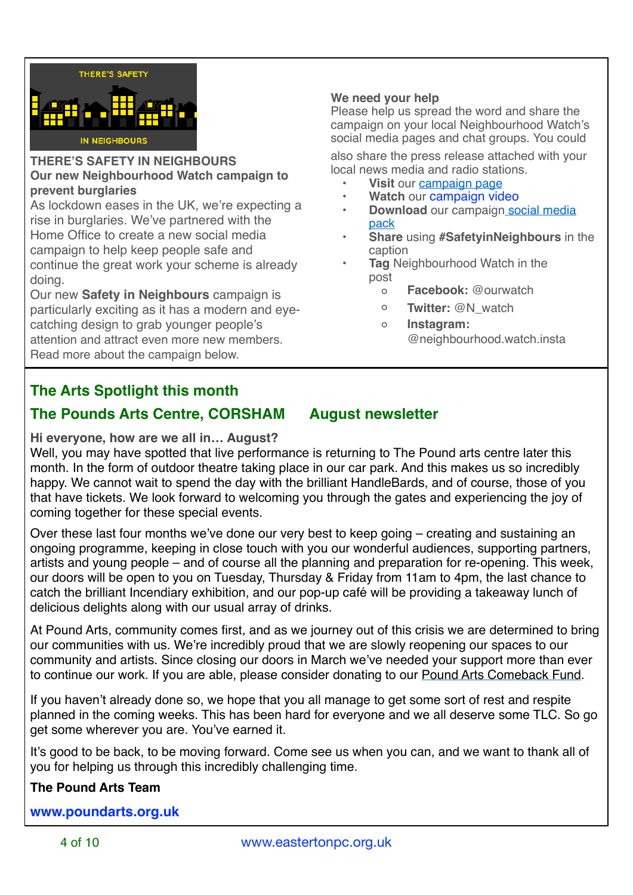THERE'S SAFETY IN NEIGHBOURS

## THERE'S SAFETY IN NEIGHBOURS

**Our new Neighbourhood Watch campaign to prevent burglaries**

As lockdown eases in the UK, we're expecting a rise in burglaries. We've partnered with the Home Office to create a new social media campaign to help keep people safe and continue the great work your scheme is already doing.

Our new **Safety in Neighbours** campaign is particularly exciting as it has a modern and eye-catching design to grab younger people's attention and attract even more new members.

Read more about the campaign below.

**We need your help**

Please help us spread the word and share the campaign on your local Neighbourhood Watch's social media pages and chat groups. You could also share the press release attached with your local news media and radio stations.

- **Visit** our campaign page
- **Watch** our campaign video
- **Download** our campaign social media pack
- **Share** using **#SafetyinNeighbours** in the caption
- **Tag** Neighbourhood Watch in the post
  - **Facebook:** @ourwatch
  - **Twitter:** @N_watch
  - **Instagram:** @neighbourhood.watch.insta

## The Arts Spotlight this month

## The Pounds Arts Centre, CORSHAM     August newsletter

**Hi everyone, how are we all in… August?**

Well, you may have spotted that live performance is returning to The Pound arts centre later this month. In the form of outdoor theatre taking place in our car park. And this makes us so incredibly happy. We cannot wait to spend the day with the brilliant HandleBards, and of course, those of you that have tickets. We look forward to welcoming you through the gates and experiencing the joy of coming together for these special events.

Over these last four months we've done our very best to keep going – creating and sustaining an ongoing programme, keeping in close touch with you our wonderful audiences, supporting partners, artists and young people – and of course all the planning and preparation for re-opening. This week, our doors will be open to you on Tuesday, Thursday & Friday from 11am to 4pm, the last chance to catch the brilliant Incendiary exhibition, and our pop-up café will be providing a takeaway lunch of delicious delights along with our usual array of drinks.

At Pound Arts, community comes first, and as we journey out of this crisis we are determined to bring our communities with us. We're incredibly proud that we are slowly reopening our spaces to our community and artists. Since closing our doors in March we've needed your support more than ever to continue our work. If you are able, please consider donating to our Pound Arts Comeback Fund.

If you haven't already done so, we hope that you all manage to get some sort of rest and respite planned in the coming weeks. This has been hard for everyone and we all deserve some TLC. So go get some wherever you are. You've earned it.

It's good to be back, to be moving forward. Come see us when you can, and we want to thank all of you for helping us through this incredibly challenging time.

**The Pound Arts Team**

**www.poundarts.org.uk**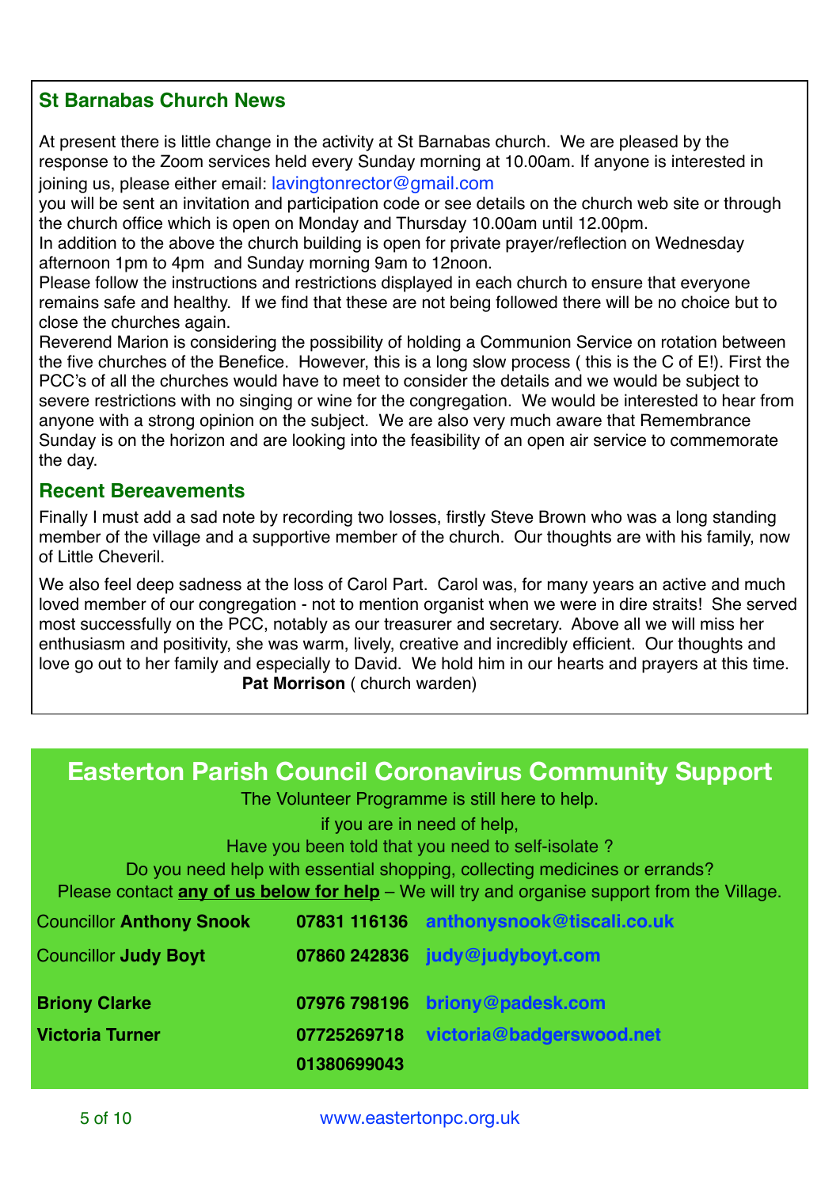## St Barnabas Church News

At present there is little change in the activity at St Barnabas church. We are pleased by the response to the Zoom services held every Sunday morning at 10.00am. If anyone is interested in joining us, please either email: lavingtonrector@gmail.com
you will be sent an invitation and participation code or see details on the church web site or through the church office which is open on Monday and Thursday 10.00am until 12.00pm.
In addition to the above the church building is open for private prayer/reflection on Wednesday afternoon 1pm to 4pm and Sunday morning 9am to 12noon.
Please follow the instructions and restrictions displayed in each church to ensure that everyone remains safe and healthy. If we find that these are not being followed there will be no choice but to close the churches again.
Reverend Marion is considering the possibility of holding a Communion Service on rotation between the five churches of the Benefice. However, this is a long slow process ( this is the C of E!). First the PCC's of all the churches would have to meet to consider the details and we would be subject to severe restrictions with no singing or wine for the congregation. We would be interested to hear from anyone with a strong opinion on the subject. We are also very much aware that Remembrance Sunday is on the horizon and are looking into the feasibility of an open air service to commemorate the day.

## Recent Bereavements

Finally I must add a sad note by recording two losses, firstly Steve Brown who was a long standing member of the village and a supportive member of the church. Our thoughts are with his family, now of Little Cheveril.

We also feel deep sadness at the loss of Carol Part. Carol was, for many years an active and much loved member of our congregation - not to mention organist when we were in dire straits! She served most successfully on the PCC, notably as our treasurer and secretary. Above all we will miss her enthusiasm and positivity, she was warm, lively, creative and incredibly efficient. Our thoughts and love go out to her family and especially to David. We hold him in our hearts and prayers at this time.

**Pat Morrison** ( church warden)

## Easterton Parish Council Coronavirus Community Support

The Volunteer Programme is still here to help.

if you are in need of help,

Have you been told that you need to self-isolate ?

Do you need help with essential shopping, collecting medicines or errands?

Please contact **any of us below for help** – We will try and organise support from the Village.

| | | |
|---|---|---|
| Councillor **Anthony Snook** | **07831 116136** | **anthonysnook@tiscali.co.uk** |
| Councillor **Judy Boyt** | **07860 242836** | **judy@judyboyt.com** |
| **Briony Clarke** | **07976 798196** | **briony@padesk.com** |
| **Victoria Turner** | **07725269718** **01380699043** | **victoria@badgerswood.net** |

www.eastertonpc.org.uk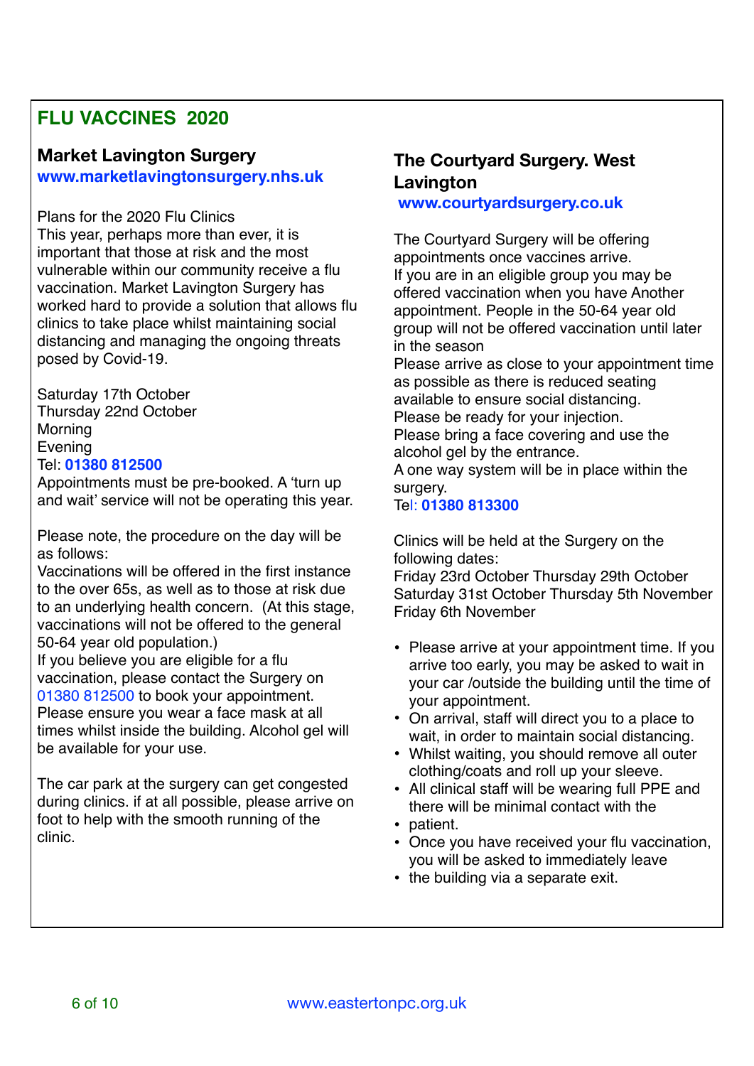# FLU VACCINES 2020

## Market Lavington Surgery

**www.marketlavingtonsurgery.nhs.uk**

Plans for the 2020 Flu Clinics
This year, perhaps more than ever, it is important that those at risk and the most vulnerable within our community receive a flu vaccination. Market Lavington Surgery has worked hard to provide a solution that allows flu clinics to take place whilst maintaining social distancing and managing the ongoing threats posed by Covid-19.

Saturday 17th October
Thursday 22nd October
Morning
Evening
Tel: **01380 812500**
Appointments must be pre-booked. A 'turn up and wait' service will not be operating this year.

Please note, the procedure on the day will be as follows:
Vaccinations will be offered in the first instance to the over 65s, as well as to those at risk due to an underlying health concern. (At this stage, vaccinations will not be offered to the general 50-64 year old population.)
If you believe you are eligible for a flu vaccination, please contact the Surgery on 01380 812500 to book your appointment.
Please ensure you wear a face mask at all times whilst inside the building. Alcohol gel will be available for your use.

The car park at the surgery can get congested during clinics. if at all possible, please arrive on foot to help with the smooth running of the clinic.

## The Courtyard Surgery. West Lavington

**www.courtyardsurgery.co.uk**

The Courtyard Surgery will be offering appointments once vaccines arrive.
If you are in an eligible group you may be offered vaccination when you have Another appointment. People in the 50-64 year old group will not be offered vaccination until later in the season
Please arrive as close to your appointment time as possible as there is reduced seating available to ensure social distancing.
Please be ready for your injection.
Please bring a face covering and use the alcohol gel by the entrance.
A one way system will be in place within the surgery.
Tel: **01380 813300**

Clinics will be held at the Surgery on the following dates:
Friday 23rd October Thursday 29th October
Saturday 31st October Thursday 5th November
Friday 6th November

- Please arrive at your appointment time. If you arrive too early, you may be asked to wait in your car /outside the building until the time of your appointment.
- On arrival, staff will direct you to a place to wait, in order to maintain social distancing.
- Whilst waiting, you should remove all outer clothing/coats and roll up your sleeve.
- All clinical staff will be wearing full PPE and there will be minimal contact with the
- patient.
- Once you have received your flu vaccination, you will be asked to immediately leave
- the building via a separate exit.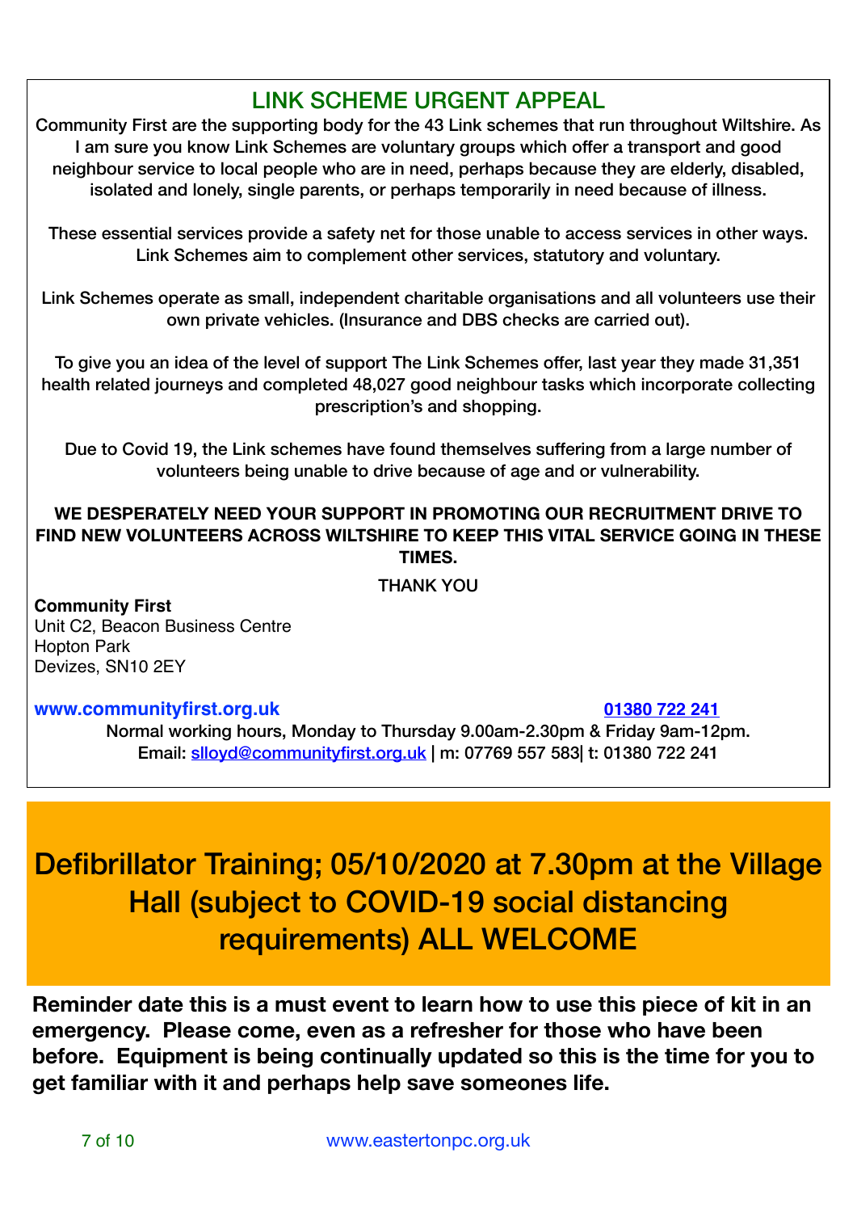## LINK SCHEME URGENT APPEAL

Community First are the supporting body for the 43 Link schemes that run throughout Wiltshire. As I am sure you know Link Schemes are voluntary groups which offer a transport and good neighbour service to local people who are in need, perhaps because they are elderly, disabled, isolated and lonely, single parents, or perhaps temporarily in need because of illness.

These essential services provide a safety net for those unable to access services in other ways. Link Schemes aim to complement other services, statutory and voluntary.

Link Schemes operate as small, independent charitable organisations and all volunteers use their own private vehicles. (Insurance and DBS checks are carried out).

To give you an idea of the level of support The Link Schemes offer, last year they made 31,351 health related journeys and completed 48,027 good neighbour tasks which incorporate collecting prescription's and shopping.

Due to Covid 19, the Link schemes have found themselves suffering from a large number of volunteers being unable to drive because of age and or vulnerability.

**WE DESPERATELY NEED YOUR SUPPORT IN PROMOTING OUR RECRUITMENT DRIVE TO FIND NEW VOLUNTEERS ACROSS WILTSHIRE TO KEEP THIS VITAL SERVICE GOING IN THESE TIMES.**

THANK YOU

**Community First**
Unit C2, Beacon Business Centre
Hopton Park
Devizes, SN10 2EY

**www.communityfirst.org.uk** 01380 722 241

Normal working hours, Monday to Thursday 9.00am-2.30pm & Friday 9am-12pm.
Email: slloyd@communityfirst.org.uk | m: 07769 557 583| t: 01380 722 241

## Defibrillator Training; 05/10/2020 at 7.30pm at the Village Hall (subject to COVID-19 social distancing requirements) ALL WELCOME

**Reminder date this is a must event to learn how to use this piece of kit in an emergency. Please come, even as a refresher for those who have been before. Equipment is being continually updated so this is the time for you to get familiar with it and perhaps help save someones life.**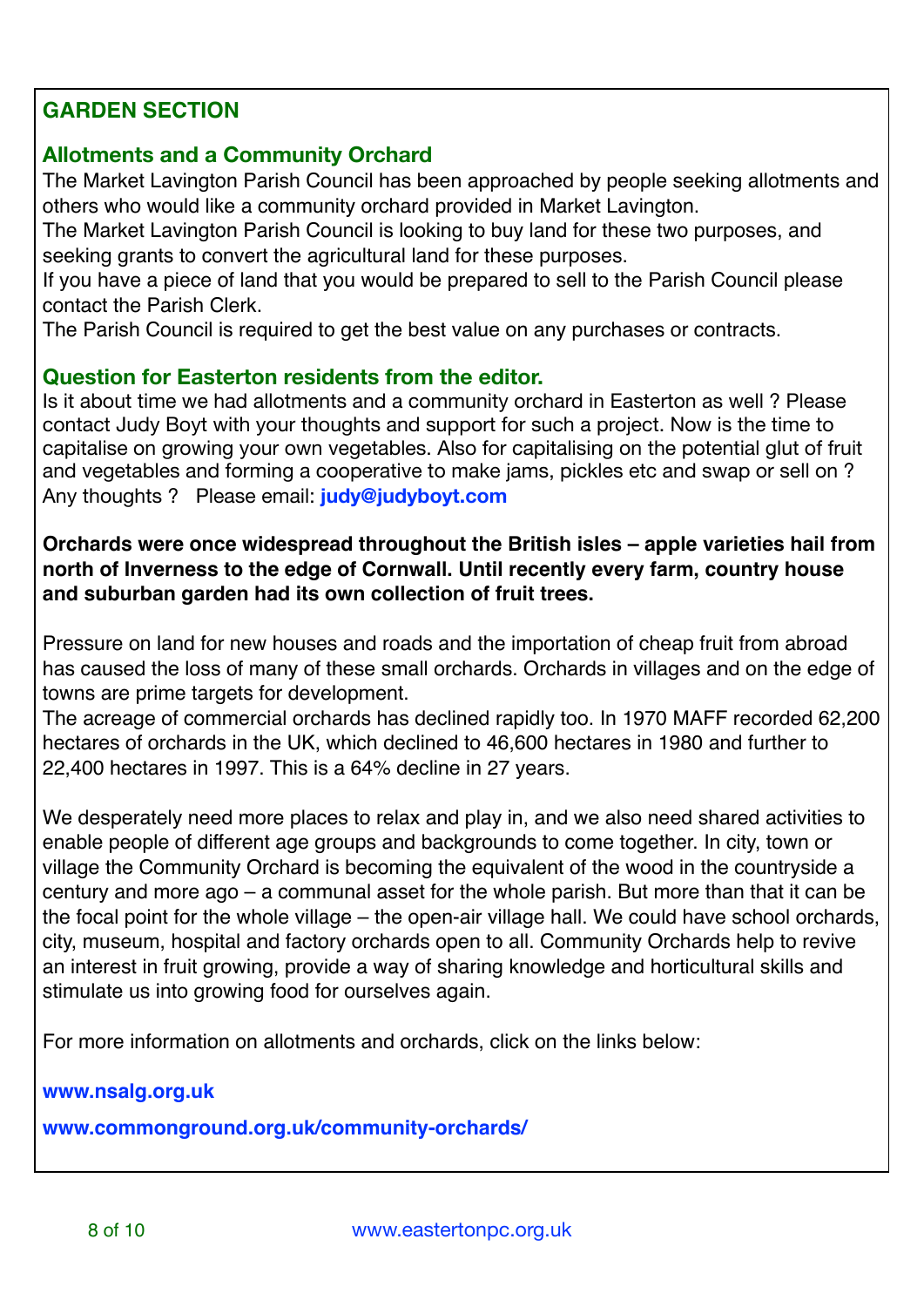## GARDEN SECTION

### Allotments and a Community Orchard

The Market Lavington Parish Council has been approached by people seeking allotments and others who would like a community orchard provided in Market Lavington.

The Market Lavington Parish Council is looking to buy land for these two purposes, and seeking grants to convert the agricultural land for these purposes.

If you have a piece of land that you would be prepared to sell to the Parish Council please contact the Parish Clerk.

The Parish Council is required to get the best value on any purchases or contracts.

### Question for Easterton residents from the editor.

Is it about time we had allotments and a community orchard in Easterton as well ? Please contact Judy Boyt with your thoughts and support for such a project. Now is the time to capitalise on growing your own vegetables. Also for capitalising on the potential glut of fruit and vegetables and forming a cooperative to make jams, pickles etc and swap or sell on ? Any thoughts ? Please email: **judy@judyboyt.com**

**Orchards were once widespread throughout the British isles – apple varieties hail from north of Inverness to the edge of Cornwall. Until recently every farm, country house and suburban garden had its own collection of fruit trees.**

Pressure on land for new houses and roads and the importation of cheap fruit from abroad has caused the loss of many of these small orchards. Orchards in villages and on the edge of towns are prime targets for development.

The acreage of commercial orchards has declined rapidly too. In 1970 MAFF recorded 62,200 hectares of orchards in the UK, which declined to 46,600 hectares in 1980 and further to 22,400 hectares in 1997. This is a 64% decline in 27 years.

We desperately need more places to relax and play in, and we also need shared activities to enable people of different age groups and backgrounds to come together. In city, town or village the Community Orchard is becoming the equivalent of the wood in the countryside a century and more ago – a communal asset for the whole parish. But more than that it can be the focal point for the whole village – the open-air village hall. We could have school orchards, city, museum, hospital and factory orchards open to all. Community Orchards help to revive an interest in fruit growing, provide a way of sharing knowledge and horticultural skills and stimulate us into growing food for ourselves again.

For more information on allotments and orchards, click on the links below:

**www.nsalg.org.uk**

**www.commonground.org.uk/community-orchards/**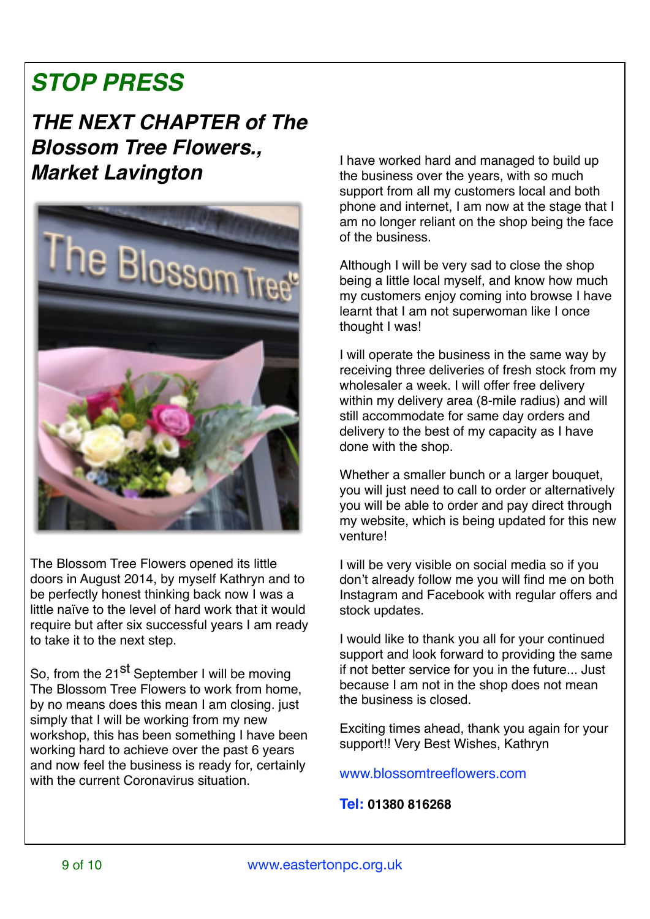# *STOP PRESS*

## *THE NEXT CHAPTER of The Blossom Tree Flowers., Market Lavington*

The Blossom Tree Flowers opened its little doors in August 2014, by myself Kathryn and to be perfectly honest thinking back now I was a little naïve to the level of hard work that it would require but after six successful years I am ready to take it to the next step.

So, from the 21st September I will be moving The Blossom Tree Flowers to work from home, by no means does this mean I am closing. just simply that I will be working from my new workshop, this has been something I have been working hard to achieve over the past 6 years and now feel the business is ready for, certainly with the current Coronavirus situation.

I have worked hard and managed to build up the business over the years, with so much support from all my customers local and both phone and internet, I am now at the stage that I am no longer reliant on the shop being the face of the business.

Although I will be very sad to close the shop being a little local myself, and know how much my customers enjoy coming into browse I have learnt that I am not superwoman like I once thought I was!

I will operate the business in the same way by receiving three deliveries of fresh stock from my wholesaler a week. I will offer free delivery within my delivery area (8-mile radius) and will still accommodate for same day orders and delivery to the best of my capacity as I have done with the shop.

Whether a smaller bunch or a larger bouquet, you will just need to call to order or alternatively you will be able to order and pay direct through my website, which is being updated for this new venture!

I will be very visible on social media so if you don't already follow me you will find me on both Instagram and Facebook with regular offers and stock updates.

I would like to thank you all for your continued support and look forward to providing the same if not better service for you in the future... Just because I am not in the shop does not mean the business is closed.

Exciting times ahead, thank you again for your support!! Very Best Wishes, Kathryn

www.blossomtreeflowers.com

**Tel: 01380 816268**